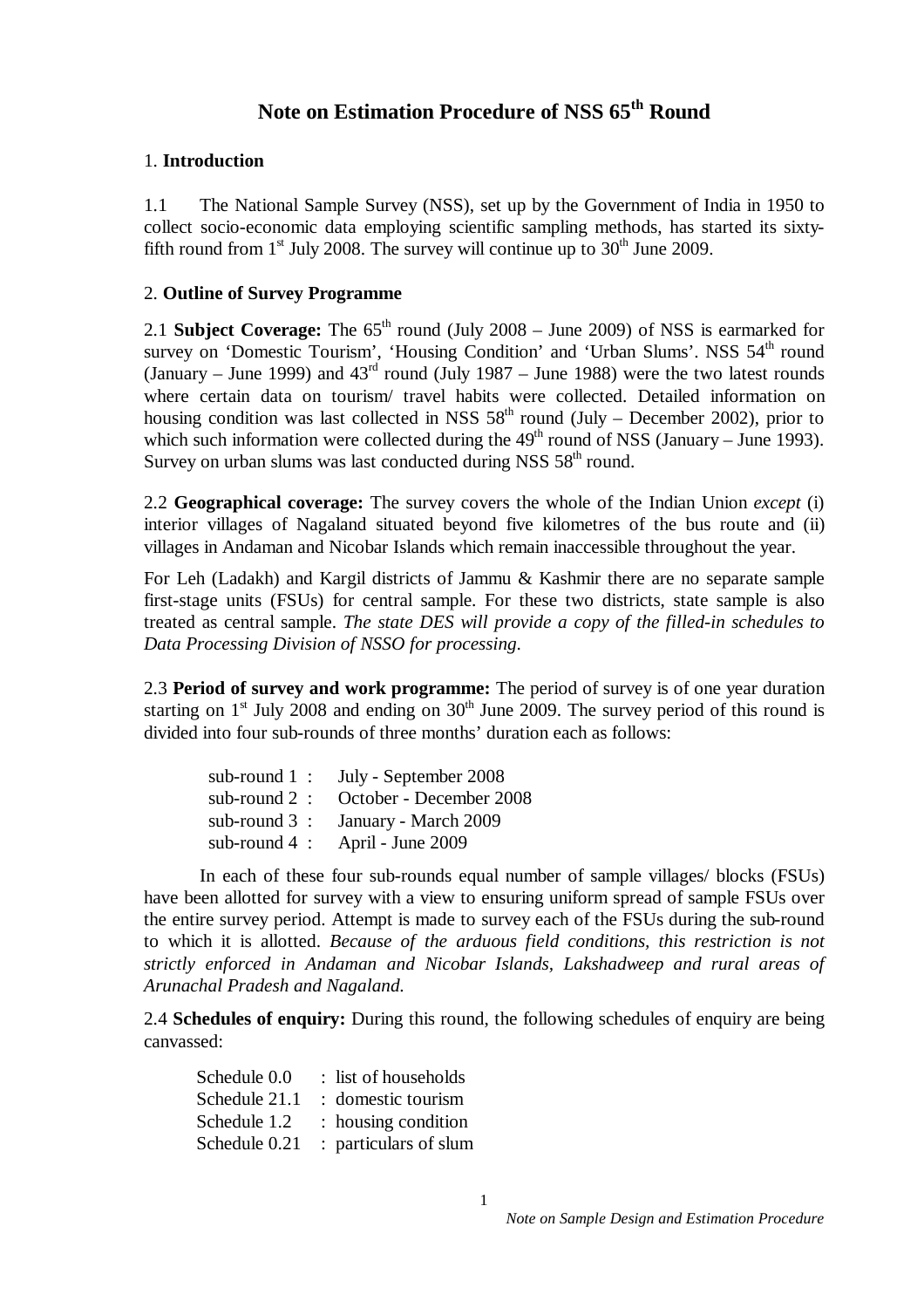# Note on Estimation Procedure of NSS 65th Round

## 1. Introduction

1.1 The National Sample Survey (NSS), set up by the Government of India in 1950 to collect socio-economic data employing scientific sampling methods, has started its sixty-fifth round from 1st July 2008. The survey will continue up to 30th June 2009.

## 2. Outline of Survey Programme

2.1 **Subject Coverage:** The 65th round (July 2008 – June 2009) of NSS is earmarked for survey on 'Domestic Tourism', 'Housing Condition' and 'Urban Slums'. NSS 54th round (January – June 1999) and 43rd round (July 1987 – June 1988) were the two latest rounds where certain data on tourism/ travel habits were collected. Detailed information on housing condition was last collected in NSS 58th round (July – December 2002), prior to which such information were collected during the 49th round of NSS (January – June 1993). Survey on urban slums was last conducted during NSS 58th round.

2.2 **Geographical coverage:** The survey covers the whole of the Indian Union *except* (i) interior villages of Nagaland situated beyond five kilometres of the bus route and (ii) villages in Andaman and Nicobar Islands which remain inaccessible throughout the year.

For Leh (Ladakh) and Kargil districts of Jammu & Kashmir there are no separate sample first-stage units (FSUs) for central sample. For these two districts, state sample is also treated as central sample. *The state DES will provide a copy of the filled-in schedules to Data Processing Division of NSSO for processing.*

2.3 **Period of survey and work programme:** The period of survey is of one year duration starting on 1st July 2008 and ending on 30th June 2009. The survey period of this round is divided into four sub-rounds of three months' duration each as follows:

- sub-round 1 : July - September 2008
- sub-round 2 : October - December 2008
- sub-round 3 : January - March 2009
- sub-round 4 : April - June 2009

In each of these four sub-rounds equal number of sample villages/ blocks (FSUs) have been allotted for survey with a view to ensuring uniform spread of sample FSUs over the entire survey period. Attempt is made to survey each of the FSUs during the sub-round to which it is allotted. *Because of the arduous field conditions, this restriction is not strictly enforced in Andaman and Nicobar Islands, Lakshadweep and rural areas of Arunachal Pradesh and Nagaland.*

2.4 **Schedules of enquiry:** During this round, the following schedules of enquiry are being canvassed:

- Schedule 0.0 : list of households
- Schedule 21.1 : domestic tourism
- Schedule 1.2 : housing condition
- Schedule 0.21 : particulars of slum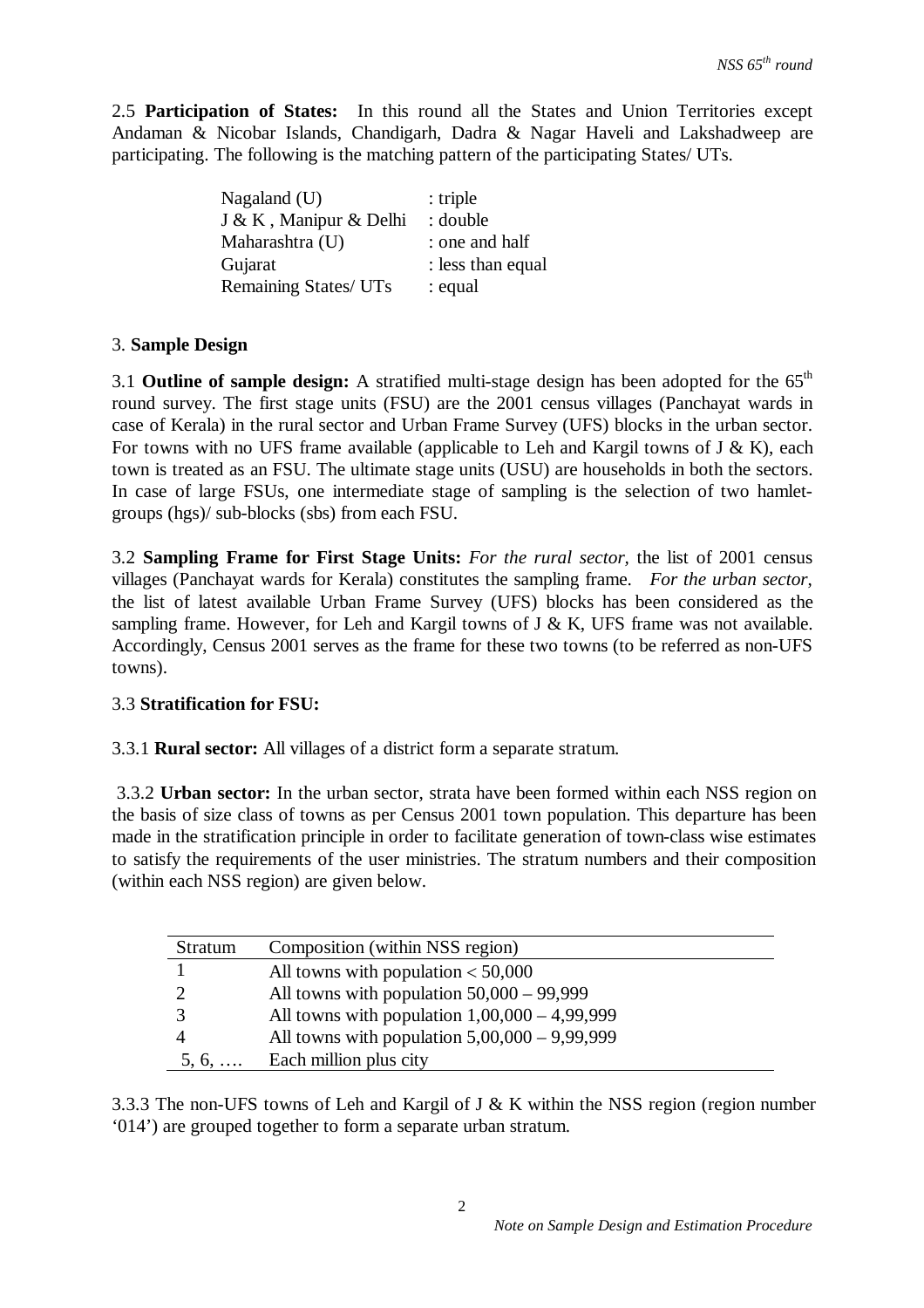2.5 **Participation of States:** In this round all the States and Union Territories except Andaman & Nicobar Islands, Chandigarh, Dadra & Nagar Haveli and Lakshadweep are participating. The following is the matching pattern of the participating States/ UTs.

| | |
|---|---|
| Nagaland (U) | : triple |
| J & K , Manipur & Delhi | : double |
| Maharashtra (U) | : one and half |
| Gujarat | : less than equal |
| Remaining States/ UTs | : equal |

3. **Sample Design**

3.1 **Outline of sample design:** A stratified multi-stage design has been adopted for the 65[th] round survey. The first stage units (FSU) are the 2001 census villages (Panchayat wards in case of Kerala) in the rural sector and Urban Frame Survey (UFS) blocks in the urban sector. For towns with no UFS frame available (applicable to Leh and Kargil towns of J & K), each town is treated as an FSU. The ultimate stage units (USU) are households in both the sectors. In case of large FSUs, one intermediate stage of sampling is the selection of two hamlet-groups (hgs)/ sub-blocks (sbs) from each FSU.

3.2 **Sampling Frame for First Stage Units:** *For the rural sector,* the list of 2001 census villages (Panchayat wards for Kerala) constitutes the sampling frame. *For the urban sector*, the list of latest available Urban Frame Survey (UFS) blocks has been considered as the sampling frame. However, for Leh and Kargil towns of J & K, UFS frame was not available. Accordingly, Census 2001 serves as the frame for these two towns (to be referred as non-UFS towns).

3.3 **Stratification for FSU:**

3.3.1 **Rural sector:** All villages of a district form a separate stratum.

3.3.2 **Urban sector:** In the urban sector, strata have been formed within each NSS region on the basis of size class of towns as per Census 2001 town population. This departure has been made in the stratification principle in order to facilitate generation of town-class wise estimates to satisfy the requirements of the user ministries. The stratum numbers and their composition (within each NSS region) are given below.

| Stratum | Composition (within NSS region) |
|---|---|
| 1 | All towns with population < 50,000 |
| 2 | All towns with population 50,000 – 99,999 |
| 3 | All towns with population 1,00,000 – 4,99,999 |
| 4 | All towns with population 5,00,000 – 9,99,999 |
| 5, 6, …. | Each million plus city |

3.3.3 The non-UFS towns of Leh and Kargil of J & K within the NSS region (region number '014') are grouped together to form a separate urban stratum.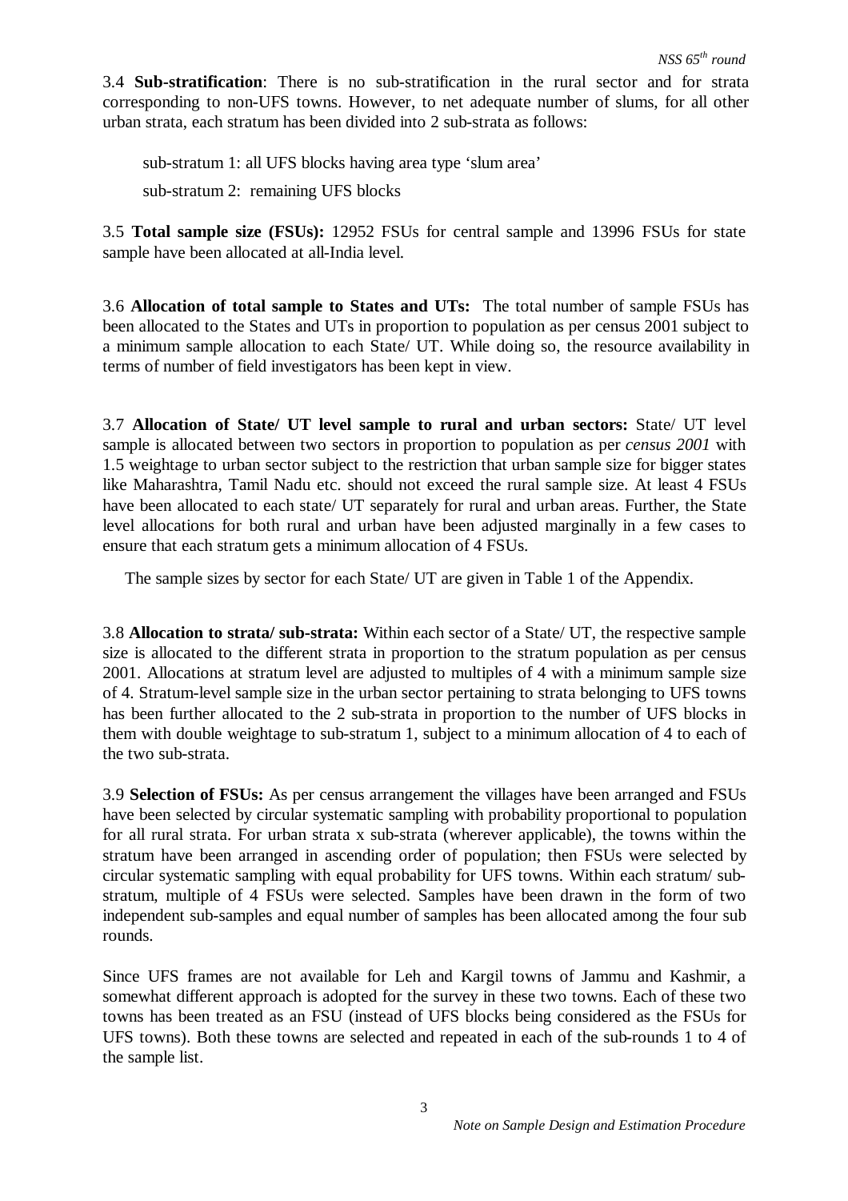3.4 **Sub-stratification**: There is no sub-stratification in the rural sector and for strata corresponding to non-UFS towns. However, to net adequate number of slums, for all other urban strata, each stratum has been divided into 2 sub-strata as follows:

sub-stratum 1: all UFS blocks having area type 'slum area'

sub-stratum 2: remaining UFS blocks

3.5 **Total sample size (FSUs):** 12952 FSUs for central sample and 13996 FSUs for state sample have been allocated at all-India level.

3.6 **Allocation of total sample to States and UTs:** The total number of sample FSUs has been allocated to the States and UTs in proportion to population as per census 2001 subject to a minimum sample allocation to each State/ UT. While doing so, the resource availability in terms of number of field investigators has been kept in view.

3.7 **Allocation of State/ UT level sample to rural and urban sectors:** State/ UT level sample is allocated between two sectors in proportion to population as per *census 2001* with 1.5 weightage to urban sector subject to the restriction that urban sample size for bigger states like Maharashtra, Tamil Nadu etc. should not exceed the rural sample size. At least 4 FSUs have been allocated to each state/ UT separately for rural and urban areas. Further, the State level allocations for both rural and urban have been adjusted marginally in a few cases to ensure that each stratum gets a minimum allocation of 4 FSUs.

The sample sizes by sector for each State/ UT are given in Table 1 of the Appendix.

3.8 **Allocation to strata/ sub-strata:** Within each sector of a State/ UT, the respective sample size is allocated to the different strata in proportion to the stratum population as per census 2001. Allocations at stratum level are adjusted to multiples of 4 with a minimum sample size of 4. Stratum-level sample size in the urban sector pertaining to strata belonging to UFS towns has been further allocated to the 2 sub-strata in proportion to the number of UFS blocks in them with double weightage to sub-stratum 1, subject to a minimum allocation of 4 to each of the two sub-strata.

3.9 **Selection of FSUs:** As per census arrangement the villages have been arranged and FSUs have been selected by circular systematic sampling with probability proportional to population for all rural strata. For urban strata x sub-strata (wherever applicable), the towns within the stratum have been arranged in ascending order of population; then FSUs were selected by circular systematic sampling with equal probability for UFS towns. Within each stratum/ sub-stratum, multiple of 4 FSUs were selected. Samples have been drawn in the form of two independent sub-samples and equal number of samples has been allocated among the four sub rounds.

Since UFS frames are not available for Leh and Kargil towns of Jammu and Kashmir, a somewhat different approach is adopted for the survey in these two towns. Each of these two towns has been treated as an FSU (instead of UFS blocks being considered as the FSUs for UFS towns). Both these towns are selected and repeated in each of the sub-rounds 1 to 4 of the sample list.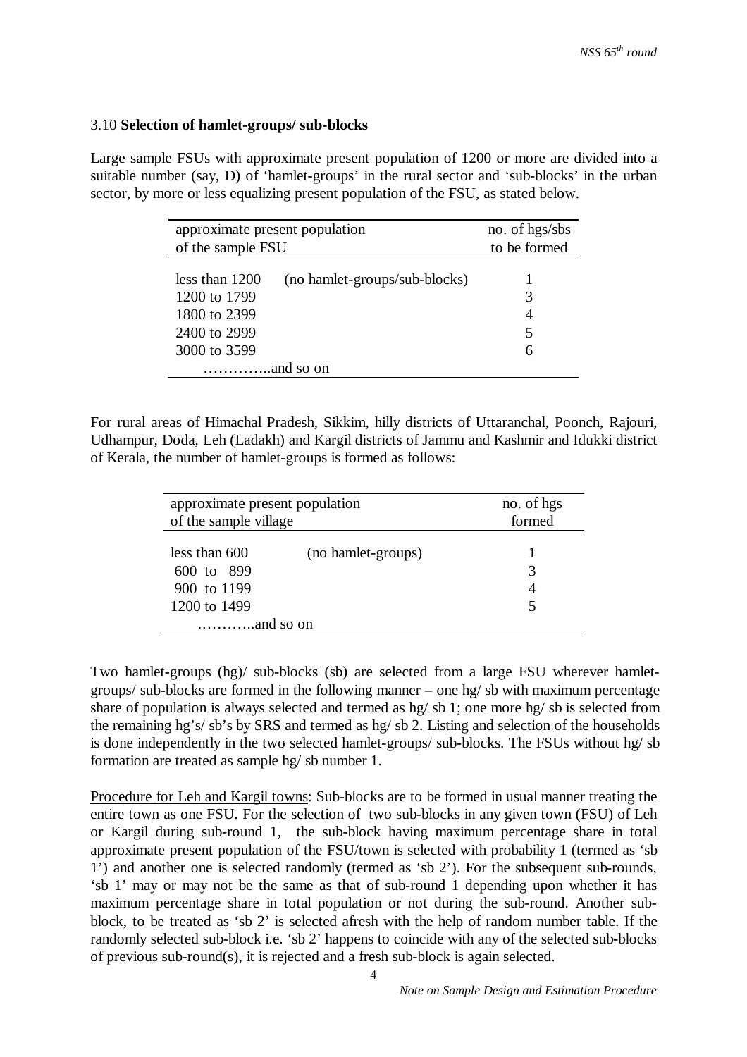3.10 **Selection of hamlet-groups/ sub-blocks**

Large sample FSUs with approximate present population of 1200 or more are divided into a suitable number (say, D) of 'hamlet-groups' in the rural sector and 'sub-blocks' in the urban sector, by more or less equalizing present population of the FSU, as stated below.

| approximate present population of the sample FSU | | no. of hgs/sbs to be formed |
|---|---|---|
| less than 1200 | (no hamlet-groups/sub-blocks) | 1 |
| 1200 to 1799 | | 3 |
| 1800 to 2399 | | 4 |
| 2400 to 2999 | | 5 |
| 3000 to 3599 | | 6 |
| …………..and so on | | |

For rural areas of Himachal Pradesh, Sikkim, hilly districts of Uttaranchal, Poonch, Rajouri, Udhampur, Doda, Leh (Ladakh) and Kargil districts of Jammu and Kashmir and Idukki district of Kerala, the number of hamlet-groups is formed as follows:

| approximate present population of the sample village | | no. of hgs formed |
|---|---|---|
| less than 600 | (no hamlet-groups) | 1 |
| 600 to 899 | | 3 |
| 900 to 1199 | | 4 |
| 1200 to 1499 | | 5 |
| ………..and so on | | |

Two hamlet-groups (hg)/ sub-blocks (sb) are selected from a large FSU wherever hamlet-groups/ sub-blocks are formed in the following manner – one hg/ sb with maximum percentage share of population is always selected and termed as hg/ sb 1; one more hg/ sb is selected from the remaining hg's/ sb's by SRS and termed as hg/ sb 2. Listing and selection of the households is done independently in the two selected hamlet-groups/ sub-blocks. The FSUs without hg/ sb formation are treated as sample hg/ sb number 1.

Procedure for Leh and Kargil towns: Sub-blocks are to be formed in usual manner treating the entire town as one FSU. For the selection of two sub-blocks in any given town (FSU) of Leh or Kargil during sub-round 1, the sub-block having maximum percentage share in total approximate present population of the FSU/town is selected with probability 1 (termed as 'sb 1') and another one is selected randomly (termed as 'sb 2'). For the subsequent sub-rounds, 'sb 1' may or may not be the same as that of sub-round 1 depending upon whether it has maximum percentage share in total population or not during the sub-round. Another sub-block, to be treated as 'sb 2' is selected afresh with the help of random number table. If the randomly selected sub-block i.e. 'sb 2' happens to coincide with any of the selected sub-blocks of previous sub-round(s), it is rejected and a fresh sub-block is again selected.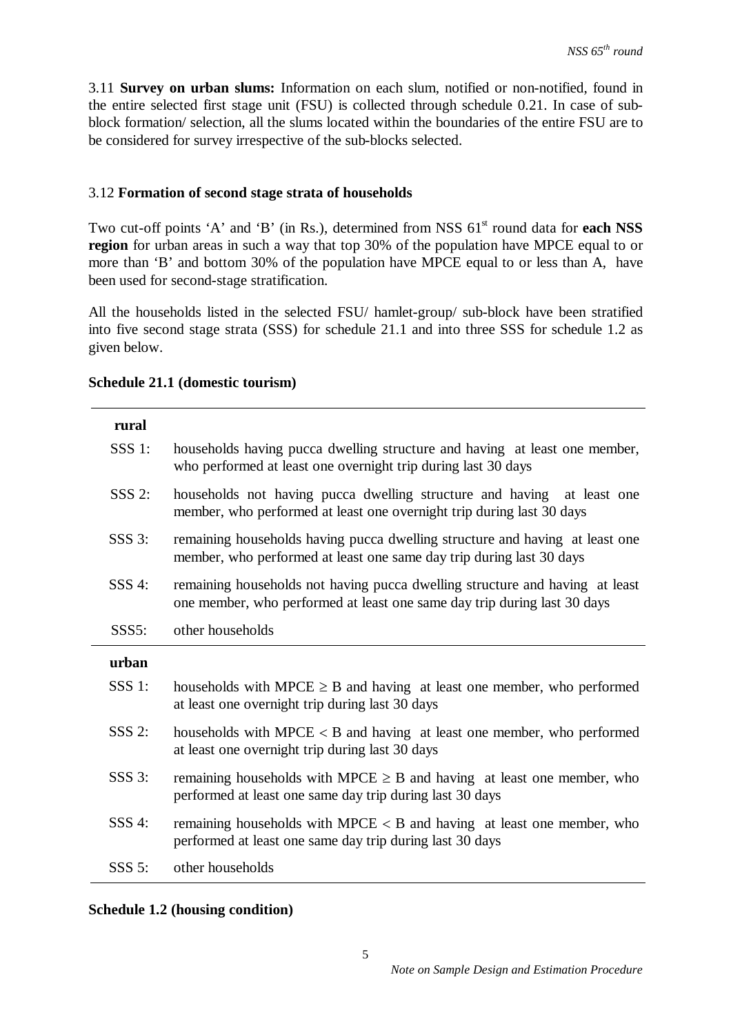3.11 **Survey on urban slums:** Information on each slum, notified or non-notified, found in the entire selected first stage unit (FSU) is collected through schedule 0.21. In case of sub-block formation/ selection, all the slums located within the boundaries of the entire FSU are to be considered for survey irrespective of the sub-blocks selected.

3.12 **Formation of second stage strata of households**

Two cut-off points 'A' and 'B' (in Rs.), determined from NSS 61[st] round data for **each NSS region** for urban areas in such a way that top 30% of the population have MPCE equal to or more than 'B' and bottom 30% of the population have MPCE equal to or less than A, have been used for second-stage stratification.

All the households listed in the selected FSU/ hamlet-group/ sub-block have been stratified into five second stage strata (SSS) for schedule 21.1 and into three SSS for schedule 1.2 as given below.

**Schedule 21.1 (domestic tourism)**

| | |
|---|---|
| **rural** | |
| SSS 1: | households having pucca dwelling structure and having at least one member, who performed at least one overnight trip during last 30 days |
| SSS 2: | households not having pucca dwelling structure and having at least one member, who performed at least one overnight trip during last 30 days |
| SSS 3: | remaining households having pucca dwelling structure and having at least one member, who performed at least one same day trip during last 30 days |
| SSS 4: | remaining households not having pucca dwelling structure and having at least one member, who performed at least one same day trip during last 30 days |
| SSS5: | other households |
| **urban** | |
| SSS 1: | households with MPCE $\geq$ B and having at least one member, who performed at least one overnight trip during last 30 days |
| SSS 2: | households with MPCE $<$ B and having at least one member, who performed at least one overnight trip during last 30 days |
| SSS 3: | remaining households with MPCE $\geq$ B and having at least one member, who performed at least one same day trip during last 30 days |
| SSS 4: | remaining households with MPCE $<$ B and having at least one member, who performed at least one same day trip during last 30 days |
| SSS 5: | other households |

**Schedule 1.2 (housing condition)**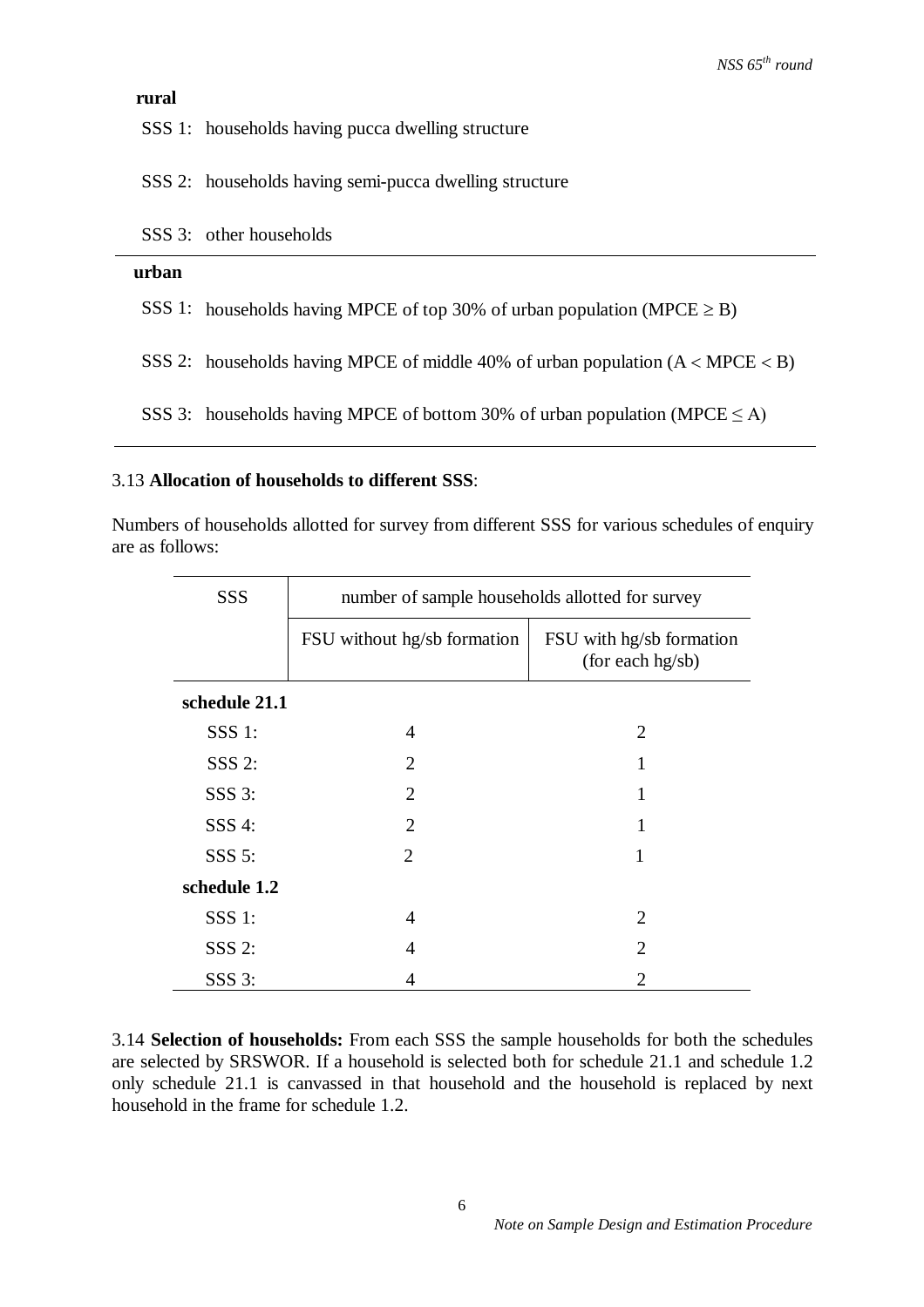**rural**

SSS 1: households having pucca dwelling structure

SSS 2: households having semi-pucca dwelling structure

SSS 3: other households

**urban**

SSS 1: households having MPCE of top 30% of urban population (MPCE $\geq$ B)

SSS 2: households having MPCE of middle 40% of urban population (A < MPCE < B)

SSS 3: households having MPCE of bottom 30% of urban population (MPCE $\leq$ A)

3.13 **Allocation of households to different SSS**:

Numbers of households allotted for survey from different SSS for various schedules of enquiry are as follows:

| SSS | number of sample households allotted for survey | |
|---|---|---|
| | FSU without hg/sb formation | FSU with hg/sb formation (for each hg/sb) |
| **schedule 21.1** | | |
| SSS 1: | 4 | 2 |
| SSS 2: | 2 | 1 |
| SSS 3: | 2 | 1 |
| SSS 4: | 2 | 1 |
| SSS 5: | 2 | 1 |
| **schedule 1.2** | | |
| SSS 1: | 4 | 2 |
| SSS 2: | 4 | 2 |
| SSS 3: | 4 | 2 |

3.14 **Selection of households:** From each SSS the sample households for both the schedules are selected by SRSWOR. If a household is selected both for schedule 21.1 and schedule 1.2 only schedule 21.1 is canvassed in that household and the household is replaced by next household in the frame for schedule 1.2.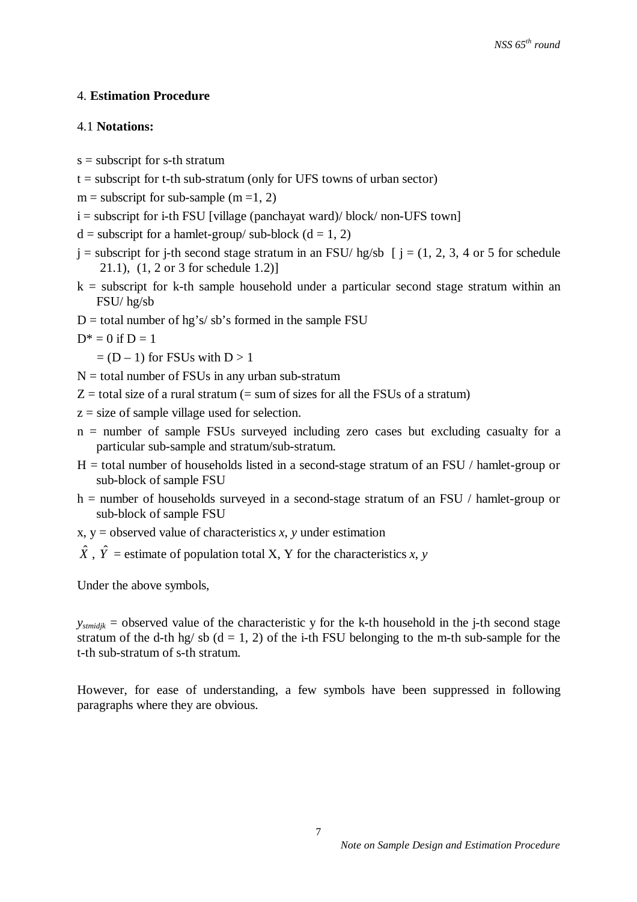## 4. **Estimation Procedure**

### 4.1 **Notations:**

s = subscript for s-th stratum

t = subscript for t-th sub-stratum (only for UFS towns of urban sector)

m = subscript for sub-sample (m =1, 2)

i = subscript for i-th FSU [village (panchayat ward)/ block/ non-UFS town]

d = subscript for a hamlet-group/ sub-block (d = 1, 2)

j = subscript for j-th second stage stratum in an FSU/ hg/sb [ j = (1, 2, 3, 4 or 5 for schedule 21.1), (1, 2 or 3 for schedule 1.2)]

k = subscript for k-th sample household under a particular second stage stratum within an FSU/ hg/sb

D = total number of hg's/ sb's formed in the sample FSU

$D^*$ = 0 if D = 1

= (D – 1) for FSUs with D > 1

N = total number of FSUs in any urban sub-stratum

Z = total size of a rural stratum (= sum of sizes for all the FSUs of a stratum)

z = size of sample village used for selection.

n = number of sample FSUs surveyed including zero cases but excluding casualty for a particular sub-sample and stratum/sub-stratum.

H = total number of households listed in a second-stage stratum of an FSU / hamlet-group or sub-block of sample FSU

h = number of households surveyed in a second-stage stratum of an FSU / hamlet-group or sub-block of sample FSU

x, y = observed value of characteristics *x, y* under estimation

$\hat{X}$ , $\hat{Y}$ = estimate of population total X, Y for the characteristics *x, y*

Under the above symbols,

$y_{stmidjk}$ = observed value of the characteristic y for the k-th household in the j-th second stage stratum of the d-th hg/ sb (d = 1, 2) of the i-th FSU belonging to the m-th sub-sample for the t-th sub-stratum of s-th stratum.

However, for ease of understanding, a few symbols have been suppressed in following paragraphs where they are obvious.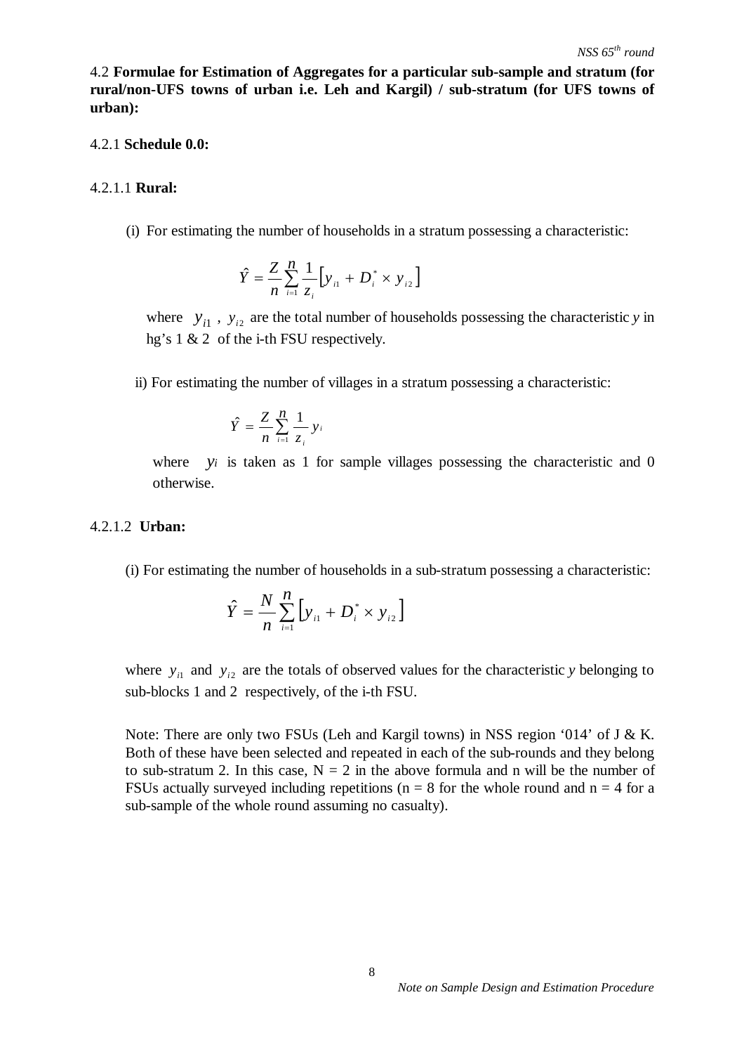### 4.2 **Formulae for Estimation of Aggregates for a particular sub-sample and stratum (for rural/non-UFS towns of urban i.e. Leh and Kargil) / sub-stratum (for UFS towns of urban):**

#### 4.2.1 **Schedule 0.0:**

##### 4.2.1.1 **Rural:**

(i) For estimating the number of households in a stratum possessing a characteristic:

$$\hat{Y} = \frac{Z}{n} \sum_{i=1}^{n} \frac{1}{z_i} \left[ y_{i1} + D_i^* \times y_{i2} \right]$$

where $y_{i1}$, $y_{i2}$ are the total number of households possessing the characteristic $y$ in hg's 1 & 2 of the i-th FSU respectively.

ii) For estimating the number of villages in a stratum possessing a characteristic:

$$\hat{Y} = \frac{Z}{n} \sum_{i=1}^{n} \frac{1}{z_i} y_i$$

where $y_i$ is taken as 1 for sample villages possessing the characteristic and 0 otherwise.

##### 4.2.1.2 **Urban:**

(i) For estimating the number of households in a sub-stratum possessing a characteristic:

$$\hat{Y} = \frac{N}{n} \sum_{i=1}^{n} \left[ y_{i1} + D_i^* \times y_{i2} \right]$$

where $y_{i1}$ and $y_{i2}$ are the totals of observed values for the characteristic $y$ belonging to sub-blocks 1 and 2 respectively, of the i-th FSU.

Note: There are only two FSUs (Leh and Kargil towns) in NSS region '014' of J & K. Both of these have been selected and repeated in each of the sub-rounds and they belong to sub-stratum 2. In this case, $N = 2$ in the above formula and n will be the number of FSUs actually surveyed including repetitions ($n = 8$ for the whole round and $n = 4$ for a sub-sample of the whole round assuming no casualty).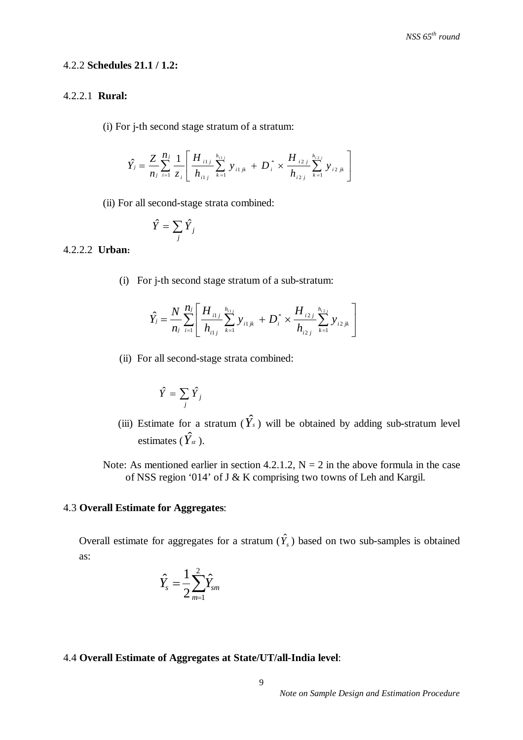4.2.2 **Schedules 21.1 / 1.2:**

4.2.2.1 **Rural:**

(i) For j-th second stage stratum of a stratum:

$$\hat{Y}_j = \frac{Z}{n_j} \sum_{i=1}^{n_j} \frac{1}{z_i} \left[ \frac{H_{i1j}}{h_{i1j}} \sum_{k=1}^{h_{i1j}} y_{i1jk} + D_i^* \times \frac{H_{i2j}}{h_{i2j}} \sum_{k=1}^{h_{i2j}} y_{i2jk} \right]$$

(ii) For all second-stage strata combined:

$$\hat{Y} = \sum_j \hat{Y}_j$$

4.2.2.2 **Urban:**

(i) For j-th second stage stratum of a sub-stratum:

$$\hat{Y}_j = \frac{N}{n_j} \sum_{i=1}^{n_j} \left[ \frac{H_{i1j}}{h_{i1j}} \sum_{k=1}^{h_{i1j}} y_{i1jk} + D_i^* \times \frac{H_{i2j}}{h_{i2j}} \sum_{k=1}^{h_{i2j}} y_{i2jk} \right]$$

(ii) For all second-stage strata combined:

$$\hat{Y} = \sum_j \hat{Y}_j$$

(iii) Estimate for a stratum ($\hat{Y}_s$) will be obtained by adding sub-stratum level estimates ($\hat{Y}_{st}$).

Note: As mentioned earlier in section 4.2.1.2, N = 2 in the above formula in the case of NSS region '014' of J & K comprising two towns of Leh and Kargil.

4.3 **Overall Estimate for Aggregates**:

Overall estimate for aggregates for a stratum ($\hat{Y}_s$) based on two sub-samples is obtained as:

$$\hat{Y}_s = \frac{1}{2} \sum_{m=1}^{2} \hat{Y}_{sm}$$

4.4 **Overall Estimate of Aggregates at State/UT/all-India level**: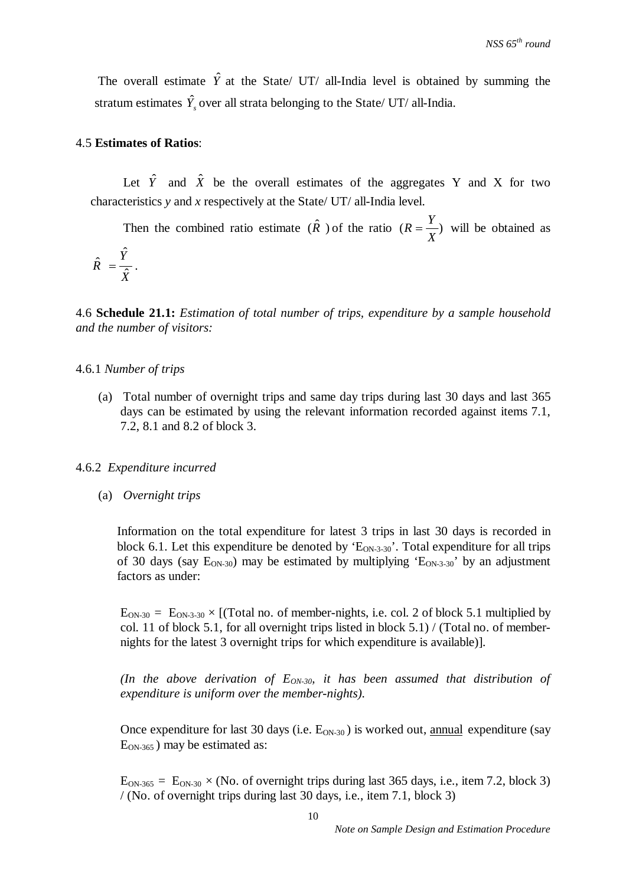The overall estimate $\hat{Y}$ at the State/ UT/ all-India level is obtained by summing the stratum estimates $\hat{Y}_s$ over all strata belonging to the State/ UT/ all-India.

4.5 **Estimates of Ratios**:

Let $\hat{Y}$ and $\hat{X}$ be the overall estimates of the aggregates Y and X for two characteristics *y* and *x* respectively at the State/ UT/ all-India level.

Then the combined ratio estimate ($\hat{R}$) of the ratio ($R = \frac{Y}{X}$) will be obtained as $\hat{R} = \frac{\hat{Y}}{\hat{X}}$.

4.6 **Schedule 21.1:** *Estimation of total number of trips, expenditure by a sample household and the number of visitors:*

4.6.1 *Number of trips*

(a) Total number of overnight trips and same day trips during last 30 days and last 365 days can be estimated by using the relevant information recorded against items 7.1, 7.2, 8.1 and 8.2 of block 3.

4.6.2 *Expenditure incurred*

(a) *Overnight trips*

Information on the total expenditure for latest 3 trips in last 30 days is recorded in block 6.1. Let this expenditure be denoted by '$E_{ON\text{-}3\text{-}30}$'. Total expenditure for all trips of 30 days (say $E_{ON\text{-}30}$) may be estimated by multiplying '$E_{ON\text{-}3\text{-}30}$' by an adjustment factors as under:

$E_{ON\text{-}30} = E_{ON\text{-}3\text{-}30} \times$ [(Total no. of member-nights, i.e. col. 2 of block 5.1 multiplied by col. 11 of block 5.1, for all overnight trips listed in block 5.1) / (Total no. of member-nights for the latest 3 overnight trips for which expenditure is available)].

*(In the above derivation of $E_{ON\text{-}30}$, it has been assumed that distribution of expenditure is uniform over the member-nights).*

Once expenditure for last 30 days (i.e. $E_{ON\text{-}30}$) is worked out, annual expenditure (say $E_{ON\text{-}365}$) may be estimated as:

$E_{ON\text{-}365} = E_{ON\text{-}30} \times$ (No. of overnight trips during last 365 days, i.e., item 7.2, block 3) / (No. of overnight trips during last 30 days, i.e., item 7.1, block 3)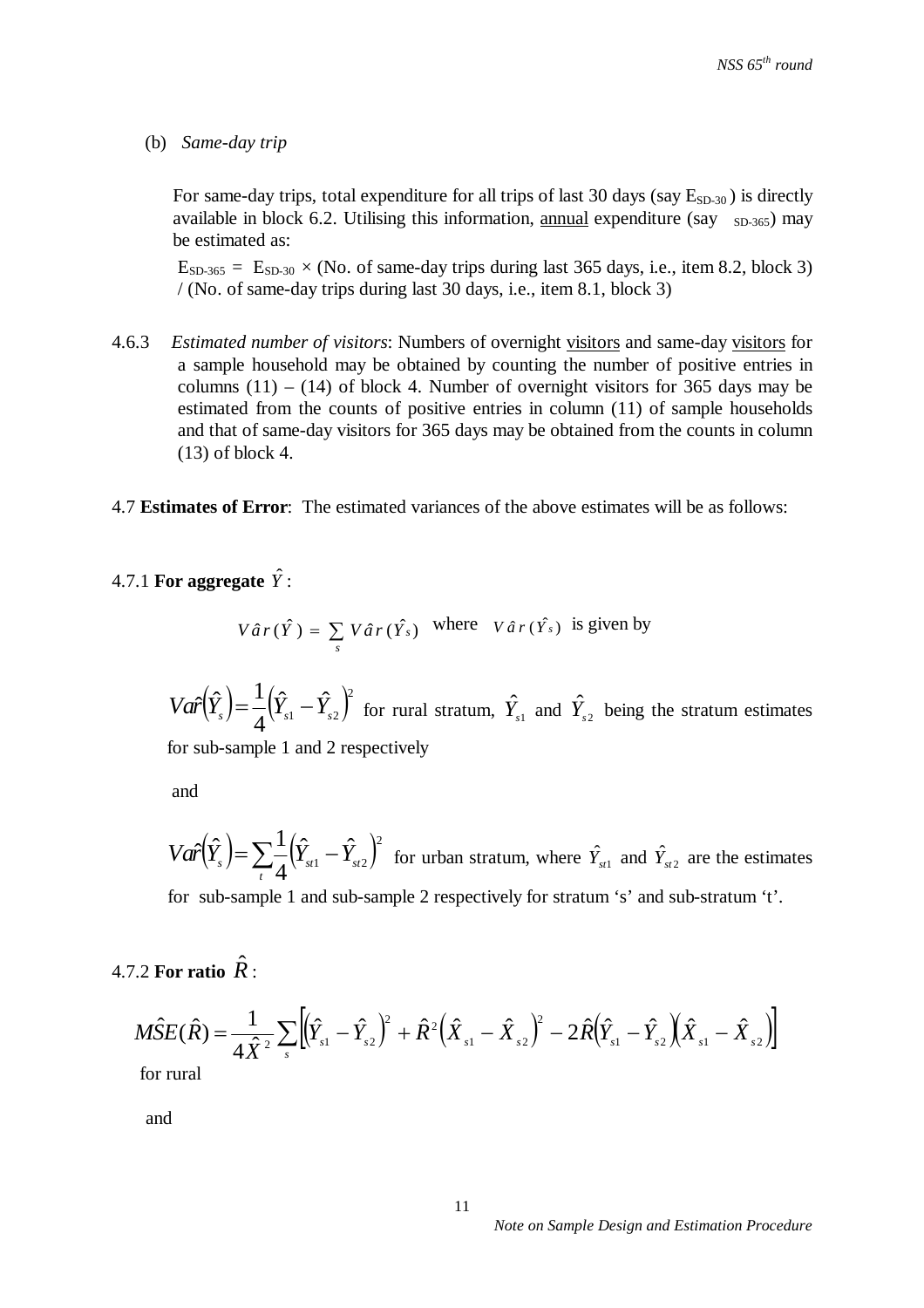(b) *Same-day trip*

For same-day trips, total expenditure for all trips of last 30 days (say $E_{SD\text{-}30}$) is directly available in block 6.2. Utilising this information, <u>annual</u> expenditure (say $_{SD\text{-}365}$) may be estimated as:

$E_{SD\text{-}365}$ = $E_{SD\text{-}30}$ × (No. of same-day trips during last 365 days, i.e., item 8.2, block 3) / (No. of same-day trips during last 30 days, i.e., item 8.1, block 3)

4.6.3 *Estimated number of visitors*: Numbers of overnight <u>visitors</u> and same-day <u>visitors</u> for a sample household may be obtained by counting the number of positive entries in columns (11) – (14) of block 4. Number of overnight visitors for 365 days may be estimated from the counts of positive entries in column (11) of sample households and that of same-day visitors for 365 days may be obtained from the counts in column (13) of block 4.

4.7 **Estimates of Error**: The estimated variances of the above estimates will be as follows:

4.7.1 **For aggregate** $\hat{Y}$:

$$V\hat{a}r(\hat{Y}) = \sum_s V\hat{a}r(\hat{Y}_s) \quad \text{where} \quad V\hat{a}r(\hat{Y}_s) \text{ is given by}$$

$$V\hat{a}r\left(\hat{Y}_s\right) = \frac{1}{4}\left(\hat{Y}_{s1} - \hat{Y}_{s2}\right)^2$$ for rural stratum, $\hat{Y}_{s1}$ and $\hat{Y}_{s2}$ being the stratum estimates for sub-sample 1 and 2 respectively

and

$$V\hat{a}r\left(\hat{Y}_s\right) = \sum_t \frac{1}{4}\left(\hat{Y}_{st1} - \hat{Y}_{st2}\right)^2$$ for urban stratum, where $\hat{Y}_{st1}$ and $\hat{Y}_{st2}$ are the estimates for sub-sample 1 and sub-sample 2 respectively for stratum 's' and sub-stratum 't'.

4.7.2 **For ratio** $\hat{R}$:

$$M\hat{S}E(\hat{R}) = \frac{1}{4\hat{X}^2}\sum_s\left[\left(\hat{Y}_{s1} - \hat{Y}_{s2}\right)^2 + \hat{R}^2\left(\hat{X}_{s1} - \hat{X}_{s2}\right)^2 - 2\hat{R}\left(\hat{Y}_{s1} - \hat{Y}_{s2}\right)\left(\hat{X}_{s1} - \hat{X}_{s2}\right)\right]$$

for rural

and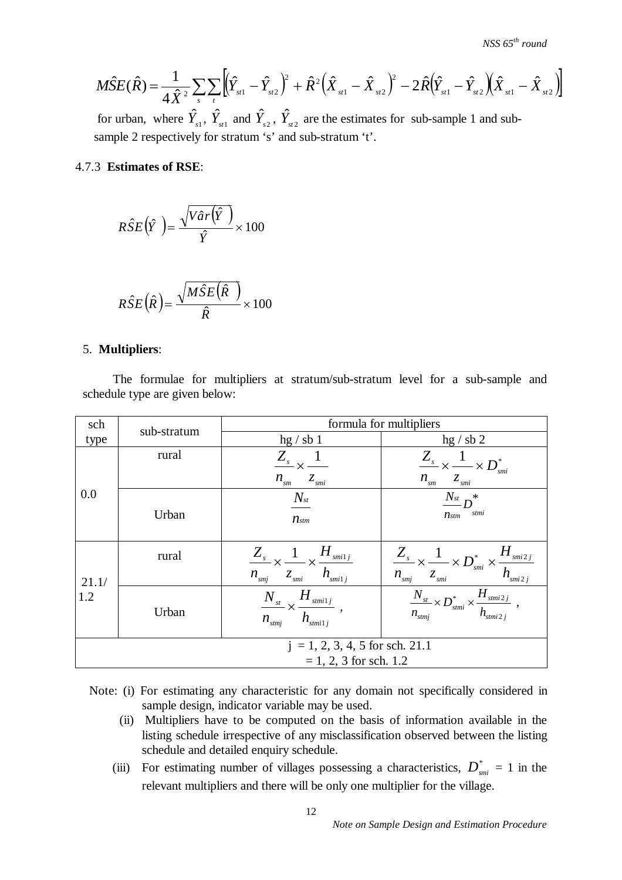$$M\hat{S}E(\hat{R}) = \frac{1}{4\hat{X}^2}\sum_s\sum_t\left[\left(\hat{Y}_{st1}-\hat{Y}_{st2}\right)^2+\hat{R}^2\left(\hat{X}_{st1}-\hat{X}_{st2}\right)^2-2\hat{R}\left(\hat{Y}_{st1}-\hat{Y}_{st2}\right)\left(\hat{X}_{st1}-\hat{X}_{st2}\right)\right]$$

for urban, where $\hat{Y}_{s1}$, $\hat{Y}_{st1}$ and $\hat{Y}_{s2}$, $\hat{Y}_{st2}$ are the estimates for sub-sample 1 and sub-sample 2 respectively for stratum 's' and sub-stratum 't'.

### 4.7.3 Estimates of RSE:

$$R\hat{S}E\left(\hat{Y}\right) = \frac{\sqrt{V\hat{a}r\left(\hat{Y}\right)}}{\hat{Y}} \times 100$$

$$R\hat{S}E\left(\hat{R}\right) = \frac{\sqrt{M\hat{S}E\left(\hat{R}\right)}}{\hat{R}} \times 100$$

## 5. Multipliers:

The formulae for multipliers at stratum/sub-stratum level for a sub-sample and schedule type are given below:

| sch type | sub-stratum | formula for multipliers | |
|---|---|---|---|
| | | hg / sb 1 | hg / sb 2 |
| 0.0 | rural | $\frac{Z_s}{n_{sm}} \times \frac{1}{z_{smi}}$ | $\frac{Z_s}{n_{sm}} \times \frac{1}{z_{smi}} \times D^*_{smi}$ |
| | Urban | $\frac{N_{st}}{n_{stm}}$ | $\frac{N_{st}}{n_{stm}} D^*_{stmi}$ |
| 21.1/ 1.2 | rural | $\frac{Z_s}{n_{smj}} \times \frac{1}{z_{smi}} \times \frac{H_{smi1j}}{h_{smi1j}}$ | $\frac{Z_s}{n_{smj}} \times \frac{1}{z_{smi}} \times D^*_{smi} \times \frac{H_{smi2j}}{h_{smi2j}}$ |
| | Urban | $\frac{N_{st}}{n_{stmj}} \times \frac{H_{stmi1j}}{h_{stmi1j}}$ , | $\frac{N_{st}}{n_{stmj}} \times D^*_{stmi} \times \frac{H_{stmi2j}}{h_{stmi2j}}$ , |
| j = 1, 2, 3, 4, 5 for sch. 21.1 = 1, 2, 3 for sch. 1.2 | | | |

Note: (i) For estimating any characteristic for any domain not specifically considered in sample design, indicator variable may be used.

(ii) Multipliers have to be computed on the basis of information available in the listing schedule irrespective of any misclassification observed between the listing schedule and detailed enquiry schedule.

(iii) For estimating number of villages possessing a characteristics, $D^*_{smi}$ = 1 in the relevant multipliers and there will be only one multiplier for the village.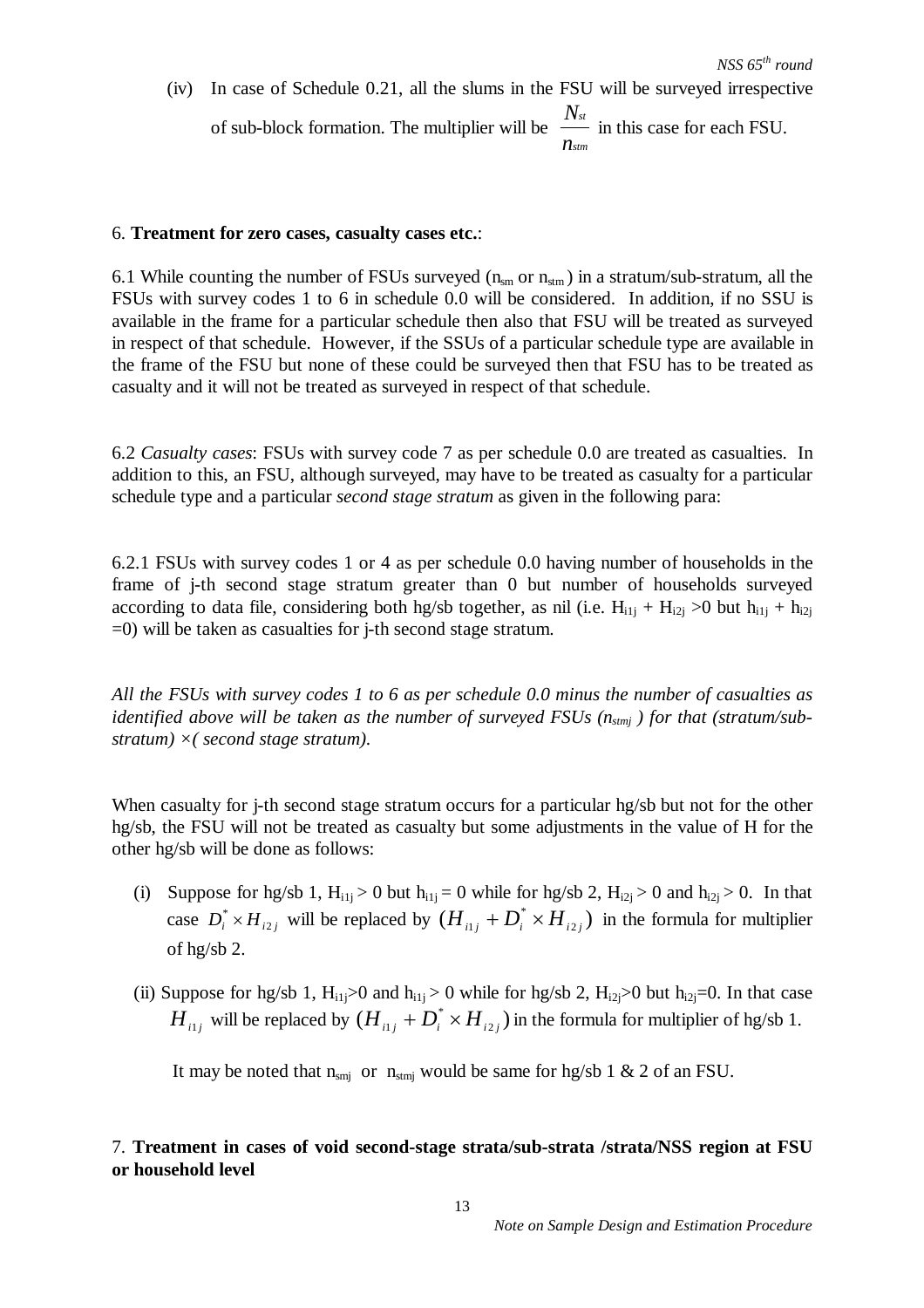(iv) In case of Schedule 0.21, all the slums in the FSU will be surveyed irrespective of sub-block formation. The multiplier will be $\frac{N_{st}}{n_{stm}}$ in this case for each FSU.

6. **Treatment for zero cases, casualty cases etc.**:

6.1 While counting the number of FSUs surveyed ($n_{sm}$ or $n_{stm}$) in a stratum/sub-stratum, all the FSUs with survey codes 1 to 6 in schedule 0.0 will be considered. In addition, if no SSU is available in the frame for a particular schedule then also that FSU will be treated as surveyed in respect of that schedule. However, if the SSUs of a particular schedule type are available in the frame of the FSU but none of these could be surveyed then that FSU has to be treated as casualty and it will not be treated as surveyed in respect of that schedule.

6.2 *Casualty cases*: FSUs with survey code 7 as per schedule 0.0 are treated as casualties. In addition to this, an FSU, although surveyed, may have to be treated as casualty for a particular schedule type and a particular *second stage stratum* as given in the following para:

6.2.1 FSUs with survey codes 1 or 4 as per schedule 0.0 having number of households in the frame of j-th second stage stratum greater than 0 but number of households surveyed according to data file, considering both hg/sb together, as nil (i.e. $H_{i1j} + H_{i2j} > 0$ but $h_{i1j} + h_{i2j} = 0$) will be taken as casualties for j-th second stage stratum.

*All the FSUs with survey codes 1 to 6 as per schedule 0.0 minus the number of casualties as identified above will be taken as the number of surveyed FSUs ($n_{stmj}$) for that (stratum/sub-stratum) ×( second stage stratum).*

When casualty for j-th second stage stratum occurs for a particular hg/sb but not for the other hg/sb, the FSU will not be treated as casualty but some adjustments in the value of H for the other hg/sb will be done as follows:

(i) Suppose for hg/sb 1, $H_{i1j} > 0$ but $h_{i1j} = 0$ while for hg/sb 2, $H_{i2j} > 0$ and $h_{i2j} > 0$. In that case $D_i^* \times H_{i2j}$ will be replaced by $(H_{i1j} + D_i^* \times H_{i2j})$ in the formula for multiplier of hg/sb 2.

(ii) Suppose for hg/sb 1, $H_{i1j} > 0$ and $h_{i1j} > 0$ while for hg/sb 2, $H_{i2j} > 0$ but $h_{i2j} = 0$. In that case $H_{i1j}$ will be replaced by $(H_{i1j} + D_i^* \times H_{i2j})$ in the formula for multiplier of hg/sb 1.

It may be noted that $n_{smj}$ or $n_{stmj}$ would be same for hg/sb 1 & 2 of an FSU.

7. **Treatment in cases of void second-stage strata/sub-strata /strata/NSS region at FSU or household level**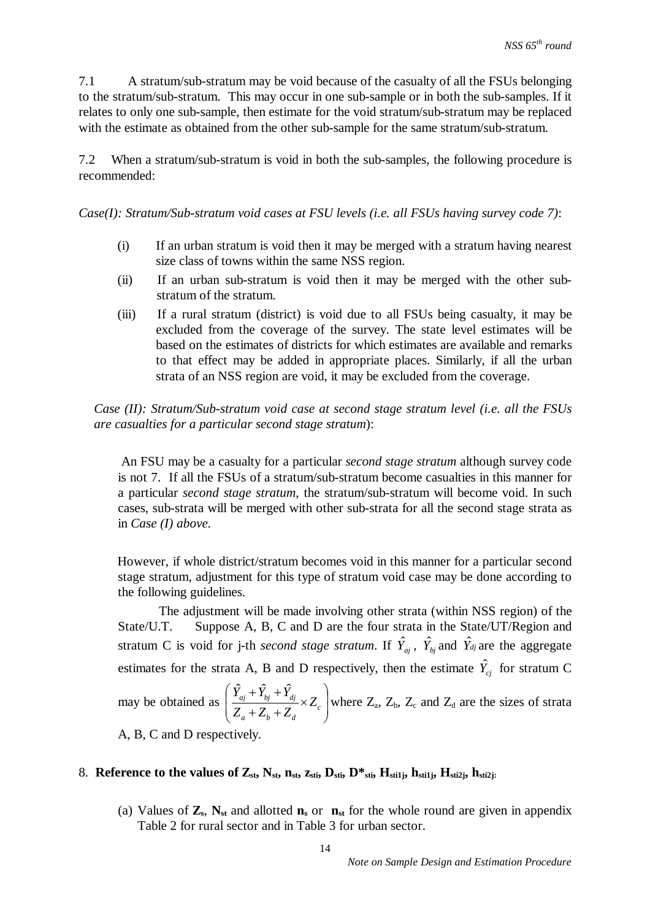7.1 A stratum/sub-stratum may be void because of the casualty of all the FSUs belonging to the stratum/sub-stratum. This may occur in one sub-sample or in both the sub-samples. If it relates to only one sub-sample, then estimate for the void stratum/sub-stratum may be replaced with the estimate as obtained from the other sub-sample for the same stratum/sub-stratum.

7.2 When a stratum/sub-stratum is void in both the sub-samples, the following procedure is recommended:

*Case(I): Stratum/Sub-stratum void cases at FSU levels (i.e. all FSUs having survey code 7)*:

(i) If an urban stratum is void then it may be merged with a stratum having nearest size class of towns within the same NSS region.

(ii) If an urban sub-stratum is void then it may be merged with the other sub-stratum of the stratum.

(iii) If a rural stratum (district) is void due to all FSUs being casualty, it may be excluded from the coverage of the survey. The state level estimates will be based on the estimates of districts for which estimates are available and remarks to that effect may be added in appropriate places. Similarly, if all the urban strata of an NSS region are void, it may be excluded from the coverage.

*Case (II): Stratum/Sub-stratum void case at second stage stratum level (i.e. all the FSUs are casualties for a particular second stage stratum)*:

An FSU may be a casualty for a particular *second stage stratum* although survey code is not 7. If all the FSUs of a stratum/sub-stratum become casualties in this manner for a particular *second stage stratum*, the stratum/sub-stratum will become void. In such cases, sub-strata will be merged with other sub-strata for all the second stage strata as in *Case (I) above.*

However, if whole district/stratum becomes void in this manner for a particular second stage stratum, adjustment for this type of stratum void case may be done according to the following guidelines.

The adjustment will be made involving other strata (within NSS region) of the State/U.T. Suppose A, B, C and D are the four strata in the State/UT/Region and stratum C is void for j-th *second stage stratum*. If $\hat{Y}_{aj}$, $\hat{Y}_{bj}$ and $\hat{Y}_{dj}$ are the aggregate estimates for the strata A, B and D respectively, then the estimate $\hat{Y}_{cj}$ for stratum C may be obtained as $\left( \dfrac{\hat{Y}_{aj} + \hat{Y}_{bj} + \hat{Y}_{dj}}{Z_a + Z_b + Z_d} \times Z_c \right)$ where $Z_a$, $Z_b$, $Z_c$ and $Z_d$ are the sizes of strata A, B, C and D respectively.

8. **Reference to the values of $Z_{st}$, $N_{st}$, $n_{st}$, $z_{sti}$, $D_{sti}$, $D^*_{sti}$, $H_{sti1j}$, $h_{sti1j}$, $H_{sti2j}$, $h_{sti2j}$:**

(a) Values of $\mathbf{Z_s}$, $\mathbf{N_{st}}$ and allotted $\mathbf{n_s}$ or $\mathbf{n_{st}}$ for the whole round are given in appendix Table 2 for rural sector and in Table 3 for urban sector.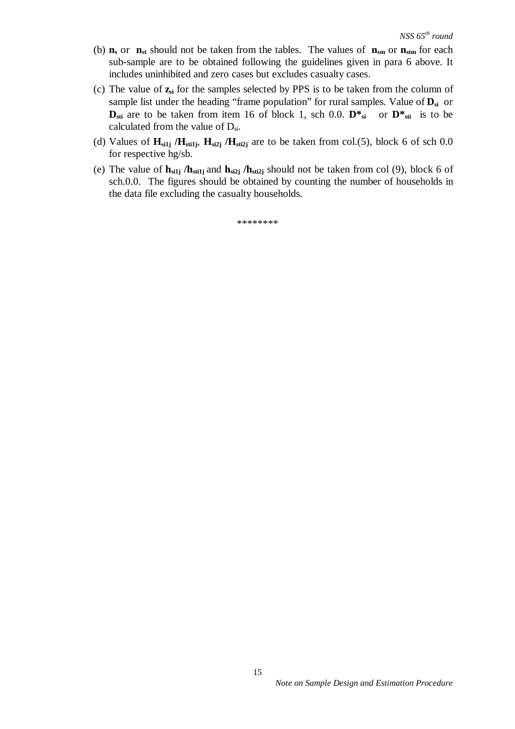(b) $\mathbf{n_s}$ or $\mathbf{n_{st}}$ should not be taken from the tables. The values of $\mathbf{n_{sm}}$ or $\mathbf{n_{stm}}$ for each sub-sample are to be obtained following the guidelines given in para 6 above. It includes uninhibited and zero cases but excludes casualty cases.

(c) The value of $\mathbf{z_{si}}$ for the samples selected by PPS is to be taken from the column of sample list under the heading "frame population" for rural samples. Value of $\mathbf{D_{si}}$ or $\mathbf{D_{sti}}$ are to be taken from item 16 of block 1, sch 0.0. $\mathbf{D^*_{si}}$ or $\mathbf{D^*_{sti}}$ is to be calculated from the value of $D_{si}$.

(d) Values of $\mathbf{H_{si1j}}$ /$\mathbf{H_{sti1j}}$, $\mathbf{H_{si2j}}$ /$\mathbf{H_{sti2j}}$ are to be taken from col.(5), block 6 of sch 0.0 for respective hg/sb.

(e) The value of $\mathbf{h_{si1j}}$ /$\mathbf{h_{sti1j}}$ and $\mathbf{h_{si2j}}$ /$\mathbf{h_{sti2j}}$ should not be taken from col (9), block 6 of sch.0.0. The figures should be obtained by counting the number of households in the data file excluding the casualty households.

********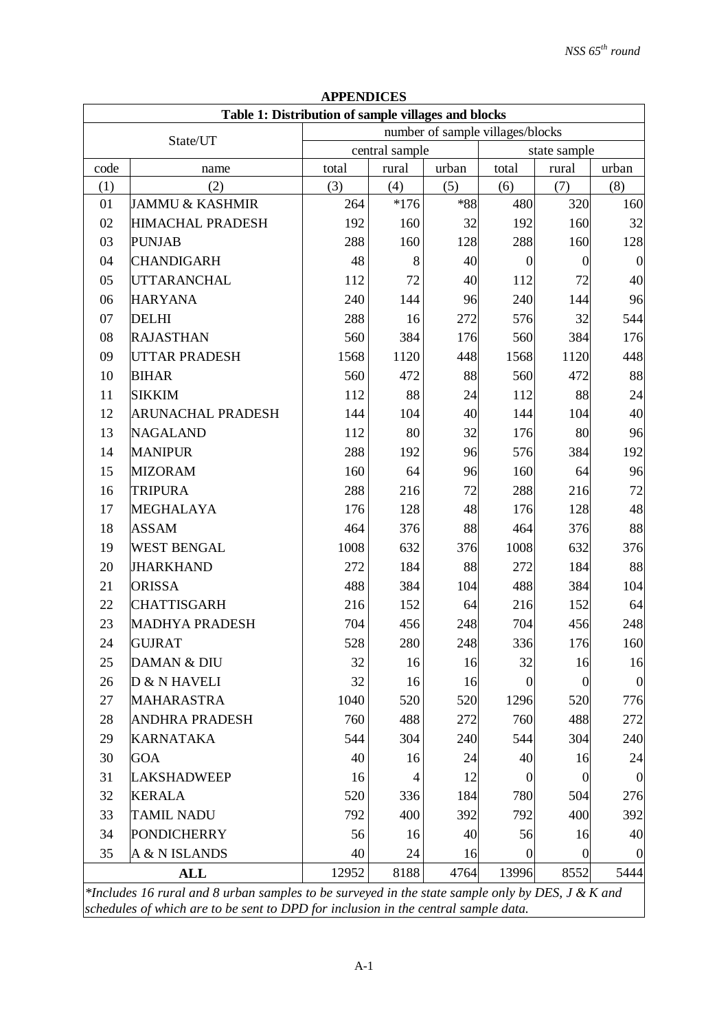## APPENDICES

**Table 1: Distribution of sample villages and blocks**

| State/UT | | number of sample villages/blocks | | | | | |
|---|---|---|---|---|---|---|---|
| | | central sample | | | state sample | | |
| code | name | total | rural | urban | total | rural | urban |
| (1) | (2) | (3) | (4) | (5) | (6) | (7) | (8) |
| 01 | JAMMU & KASHMIR | 264 | *176 | *88 | 480 | 320 | 160 |
| 02 | HIMACHAL PRADESH | 192 | 160 | 32 | 192 | 160 | 32 |
| 03 | PUNJAB | 288 | 160 | 128 | 288 | 160 | 128 |
| 04 | CHANDIGARH | 48 | 8 | 40 | 0 | 0 | 0 |
| 05 | UTTARANCHAL | 112 | 72 | 40 | 112 | 72 | 40 |
| 06 | HARYANA | 240 | 144 | 96 | 240 | 144 | 96 |
| 07 | DELHI | 288 | 16 | 272 | 576 | 32 | 544 |
| 08 | RAJASTHAN | 560 | 384 | 176 | 560 | 384 | 176 |
| 09 | UTTAR PRADESH | 1568 | 1120 | 448 | 1568 | 1120 | 448 |
| 10 | BIHAR | 560 | 472 | 88 | 560 | 472 | 88 |
| 11 | SIKKIM | 112 | 88 | 24 | 112 | 88 | 24 |
| 12 | ARUNACHAL PRADESH | 144 | 104 | 40 | 144 | 104 | 40 |
| 13 | NAGALAND | 112 | 80 | 32 | 176 | 80 | 96 |
| 14 | MANIPUR | 288 | 192 | 96 | 576 | 384 | 192 |
| 15 | MIZORAM | 160 | 64 | 96 | 160 | 64 | 96 |
| 16 | TRIPURA | 288 | 216 | 72 | 288 | 216 | 72 |
| 17 | MEGHALAYA | 176 | 128 | 48 | 176 | 128 | 48 |
| 18 | ASSAM | 464 | 376 | 88 | 464 | 376 | 88 |
| 19 | WEST BENGAL | 1008 | 632 | 376 | 1008 | 632 | 376 |
| 20 | JHARKHAND | 272 | 184 | 88 | 272 | 184 | 88 |
| 21 | ORISSA | 488 | 384 | 104 | 488 | 384 | 104 |
| 22 | CHATTISGARH | 216 | 152 | 64 | 216 | 152 | 64 |
| 23 | MADHYA PRADESH | 704 | 456 | 248 | 704 | 456 | 248 |
| 24 | GUJRAT | 528 | 280 | 248 | 336 | 176 | 160 |
| 25 | DAMAN & DIU | 32 | 16 | 16 | 32 | 16 | 16 |
| 26 | D & N HAVELI | 32 | 16 | 16 | 0 | 0 | 0 |
| 27 | MAHARASTRA | 1040 | 520 | 520 | 1296 | 520 | 776 |
| 28 | ANDHRA PRADESH | 760 | 488 | 272 | 760 | 488 | 272 |
| 29 | KARNATAKA | 544 | 304 | 240 | 544 | 304 | 240 |
| 30 | GOA | 40 | 16 | 24 | 40 | 16 | 24 |
| 31 | LAKSHADWEEP | 16 | 4 | 12 | 0 | 0 | 0 |
| 32 | KERALA | 520 | 336 | 184 | 780 | 504 | 276 |
| 33 | TAMIL NADU | 792 | 400 | 392 | 792 | 400 | 392 |
| 34 | PONDICHERRY | 56 | 16 | 40 | 56 | 16 | 40 |
| 35 | A & N ISLANDS | 40 | 24 | 16 | 0 | 0 | 0 |
| **ALL** | | 12952 | 8188 | 4764 | 13996 | 8552 | 5444 |

*\*Includes 16 rural and 8 urban samples to be surveyed in the state sample only by DES, J & K and schedules of which are to be sent to DPD for inclusion in the central sample data.*